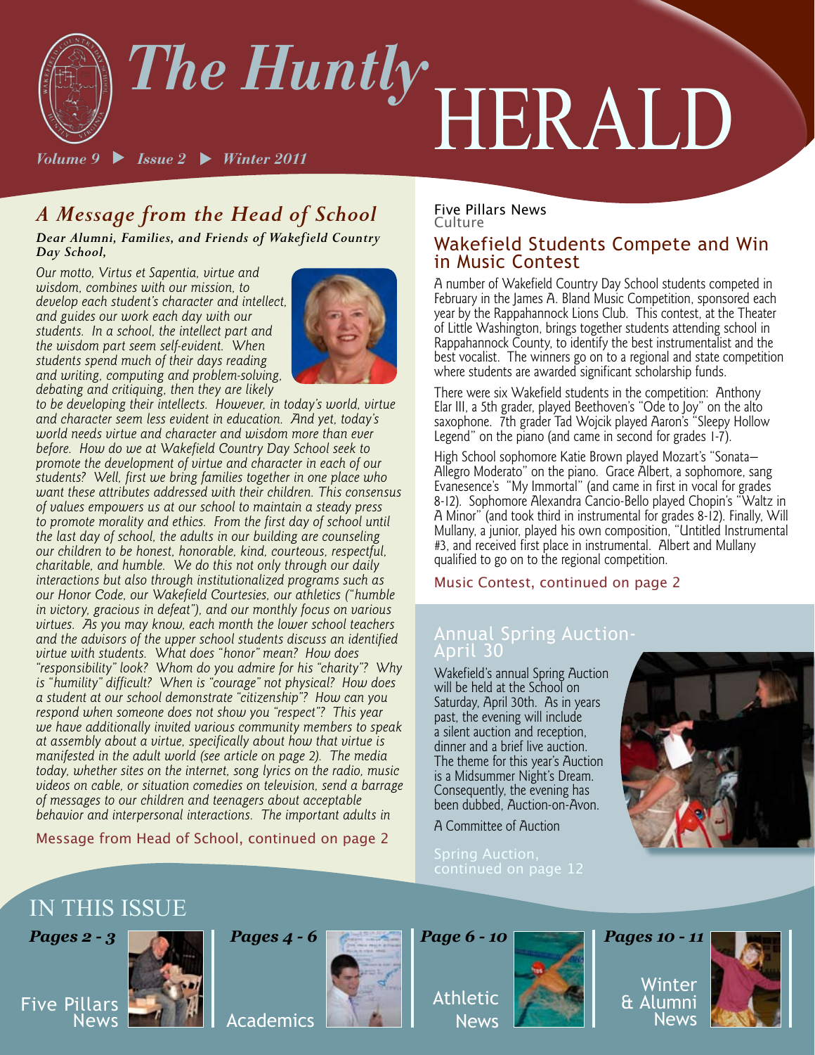# The Huntly HERALD

*Volume 9 ▶ Issue 2 ▶ Winter 2011*

## A Message from the Head of School

***Dear Alumni, Families, and Friends of Wakefield Country Day School,***

*Our motto, Virtus et Sapentia, virtue and wisdom, combines with our mission, to develop each student's character and intellect, and guides our work each day with our students. In a school, the intellect part and the wisdom part seem self-evident. When students spend much of their days reading and writing, computing and problem-solving, debating and critiquing, then they are likely to be developing their intellects. However, in today's world, virtue and character seem less evident in education. And yet, today's world needs virtue and character and wisdom more than ever before. How do we at Wakefield Country Day School seek to promote the development of virtue and character in each of our students? Well, first we bring families together in one place who want these attributes addressed with their children. This consensus of values empowers us at our school to maintain a steady press to promote morality and ethics. From the first day of school until the last day of school, the adults in our building are counseling our children to be honest, honorable, kind, courteous, respectful, charitable, and humble. We do this not only through our daily interactions but also through institutionalized programs such as our Honor Code, our Wakefield Courtesies, our athletics ("humble in victory, gracious in defeat"), and our monthly focus on various virtues. As you may know, each month the lower school teachers and the advisors of the upper school students discuss an identified virtue with students. What does "honor" mean? What does "responsibility" look? Whom do you admire for his "charity"? Why is "humility" difficult? When is "courage" not physical? How does a student at our school demonstrate "citizenship"? How can you respond when someone does not show you "respect"? This year we have additionally invited various community members to speak at assembly about a virtue, specifically about how that virtue is manifested in the adult world (see article on page 2). The media today, whether sites on the internet, song lyrics on the radio, music videos on cable, or situation comedies on television, send a barrage of messages to our children and teenagers about acceptable behavior and interpersonal interactions. The important adults in*

Message from Head of School, continued on page 2

Five Pillars News
Culture

## Wakefield Students Compete and Win in Music Contest

A number of Wakefield Country Day School students competed in February in the James A. Bland Music Competition, sponsored each year by the Rappahannock Lions Club. This contest, at the Theater of Little Washington, brings together students attending school in Rappahannock County, to identify the best instrumentalist and the best vocalist. The winners go on to a regional and state competition where students are awarded significant scholarship funds.

There were six Wakefield students in the competition: Anthony Elar III, a 5th grader, played Beethoven's "Ode to Joy" on the alto saxophone. 7th grader Tad Wojcik played Aaron's "Sleepy Hollow Legend" on the piano (and came in second for grades 1-7).

High School sophomore Katie Brown played Mozart's "Sonata—Allegro Moderato" on the piano. Grace Albert, a sophomore, sang Evanesence's "My Immortal" (and came in first in vocal for grades 8-12). Sophomore Alexandra Cancio-Bello played Chopin's "Waltz in A Minor" (and took third in instrumental for grades 8-12). Finally, Will Mullany, a junior, played his own composition, "Untitled Instrumental #3, and received first place in instrumental. Albert and Mullany qualified to go on to the regional competition.

Music Contest, continued on page 2

## Annual Spring Auction-April 30

Wakefield's annual Spring Auction will be held at the School on Saturday, April 30th. As in years past, the evening will include a silent auction and reception, dinner and a brief live auction. The theme for this year's Auction is a Midsummer Night's Dream. Consequently, the evening has been dubbed, Auction-on-Avon.

A Committee of Auction

Spring Auction, continued on page 12

## IN THIS ISSUE

- *Pages 2 - 3* Five Pillars News
- *Pages 4 - 6* Academics
- *Page 6 - 10* Athletic News
- *Pages 10 - 11* Winter & Alumni News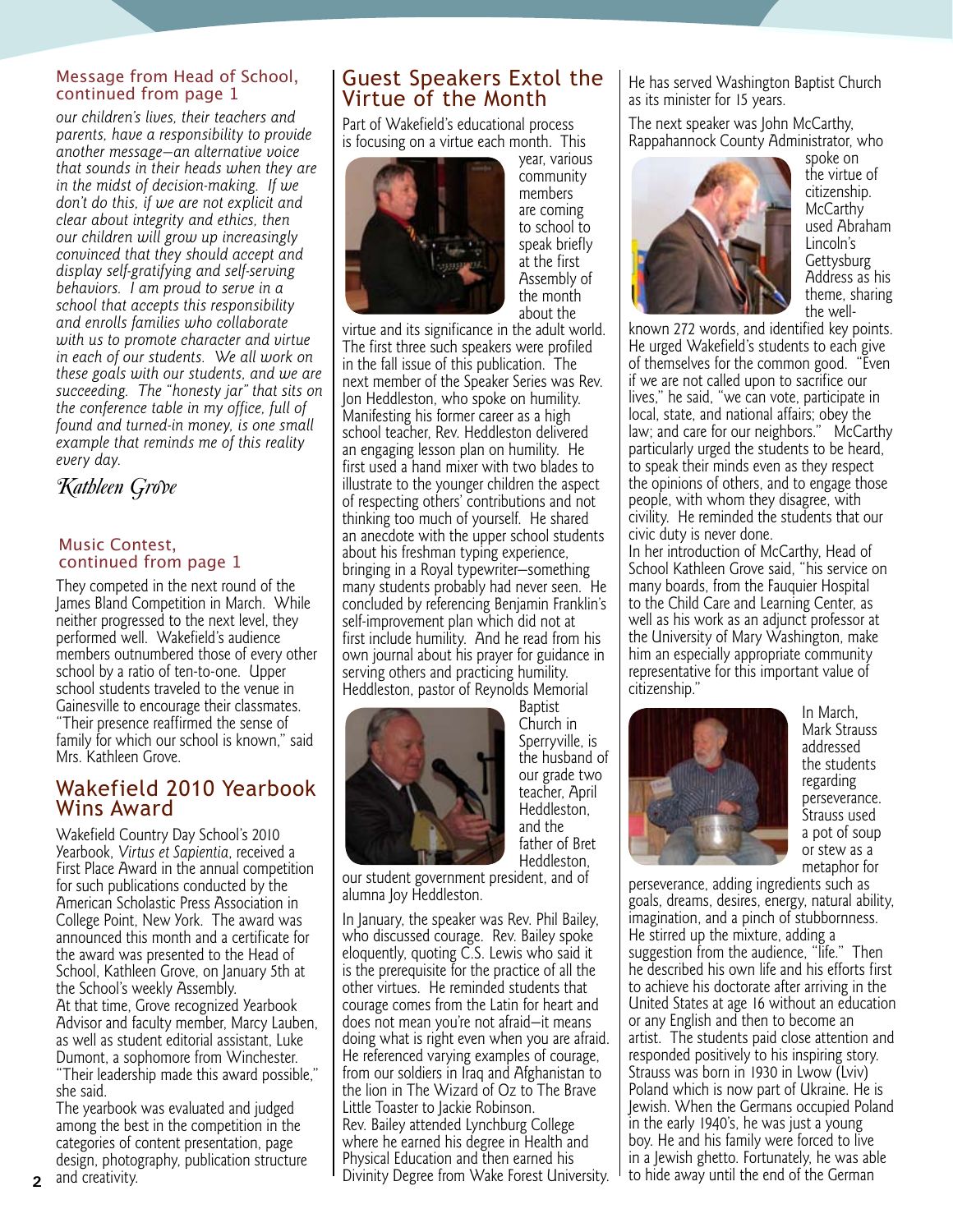## Message from Head of School, continued from page 1

*our children's lives, their teachers and parents, have a responsibility to provide another message—an alternative voice that sounds in their heads when they are in the midst of decision-making. If we don't do this, if we are not explicit and clear about integrity and ethics, then our children will grow up increasingly convinced that they should accept and display self-gratifying and self-serving behaviors. I am proud to serve in a school that accepts this responsibility and enrolls families who collaborate with us to promote character and virtue in each of our students. We all work on these goals with our students, and we are succeeding. The "honesty jar" that sits on the conference table in my office, full of found and turned-in money, is one small example that reminds me of this reality every day.*

*Kathleen Grove*

## Music Contest, continued from page 1

They competed in the next round of the James Bland Competition in March. While neither progressed to the next level, they performed well. Wakefield's audience members outnumbered those of every other school by a ratio of ten-to-one. Upper school students traveled to the venue in Gainesville to encourage their classmates. "Their presence reaffirmed the sense of family for which our school is known," said Mrs. Kathleen Grove.

## Wakefield 2010 Yearbook Wins Award

Wakefield Country Day School's 2010 Yearbook, *Virtus et Sapientia*, received a First Place Award in the annual competition for such publications conducted by the American Scholastic Press Association in College Point, New York. The award was announced this month and a certificate for the award was presented to the Head of School, Kathleen Grove, on January 5th at the School's weekly Assembly.

At that time, Grove recognized Yearbook Advisor and faculty member, Marcy Lauben, as well as student editorial assistant, Luke Dumont, a sophomore from Winchester. "Their leadership made this award possible," she said.

The yearbook was evaluated and judged among the best in the competition in the categories of content presentation, page design, photography, publication structure and creativity.

## Guest Speakers Extol the Virtue of the Month

Part of Wakefield's educational process is focusing on a virtue each month. This year, various community members are coming to school to speak briefly at the first Assembly of the month about the virtue and its significance in the adult world. The first three such speakers were profiled in the fall issue of this publication. The next member of the Speaker Series was Rev. Jon Heddleston, who spoke on humility. Manifesting his former career as a high school teacher, Rev. Heddleston delivered an engaging lesson plan on humility. He first used a hand mixer with two blades to illustrate to the younger children the aspect of respecting others' contributions and not thinking too much of yourself. He shared an anecdote with the upper school students about his freshman typing experience, bringing in a Royal typewriter—something many students probably had never seen. He concluded by referencing Benjamin Franklin's self-improvement plan which did not at first include humility. And he read from his own journal about his prayer for guidance in serving others and practicing humility. Heddleston, pastor of Reynolds Memorial Baptist Church in Sperryville, is the husband of our grade two teacher, April Heddleston, and the father of Bret Heddleston, our student government president, and of alumna Joy Heddleston.

In January, the speaker was Rev. Phil Bailey, who discussed courage. Rev. Bailey spoke eloquently, quoting C.S. Lewis who said it is the prerequisite for the practice of all the other virtues. He reminded students that courage comes from the Latin for heart and does not mean you're not afraid—it means doing what is right even when you are afraid. He referenced varying examples of courage, from our soldiers in Iraq and Afghanistan to the lion in The Wizard of Oz to The Brave Little Toaster to Jackie Robinson.

Rev. Bailey attended Lynchburg College where he earned his degree in Health and Physical Education and then earned his Divinity Degree from Wake Forest University. He has served Washington Baptist Church as its minister for 15 years.

The next speaker was John McCarthy, Rappahannock County Administrator, who spoke on the virtue of citizenship. McCarthy used Abraham Lincoln's Gettysburg Address as his theme, sharing the well-known 272 words, and identified key points. He urged Wakefield's students to each give of themselves for the common good. "Even if we are not called upon to sacrifice our lives," he said, "we can vote, participate in local, state, and national affairs; obey the law; and care for our neighbors." McCarthy particularly urged the students to be heard, to speak their minds even as they respect the opinions of others, and to engage those people, with whom they disagree, with civility. He reminded the students that our civic duty is never done.

In her introduction of McCarthy, Head of School Kathleen Grove said, "his service on many boards, from the Fauquier Hospital to the Child Care and Learning Center, as well as his work as an adjunct professor at the University of Mary Washington, make him an especially appropriate community representative for this important value of citizenship."

In March, Mark Strauss addressed the students regarding perseverance. Strauss used a pot of soup or stew as a metaphor for perseverance, adding ingredients such as goals, dreams, desires, energy, natural ability, imagination, and a pinch of stubbornness. He stirred up the mixture, adding a suggestion from the audience, "life." Then he described his own life and his efforts first to achieve his doctorate after arriving in the United States at age 16 without an education or any English and then to become an artist. The students paid close attention and responded positively to his inspiring story. Strauss was born in 1930 in Lwow (Lviv) Poland which is now part of Ukraine. He is Jewish. When the Germans occupied Poland in the early 1940's, he was just a young boy. He and his family were forced to live in a Jewish ghetto. Fortunately, he was able to hide away until the end of the German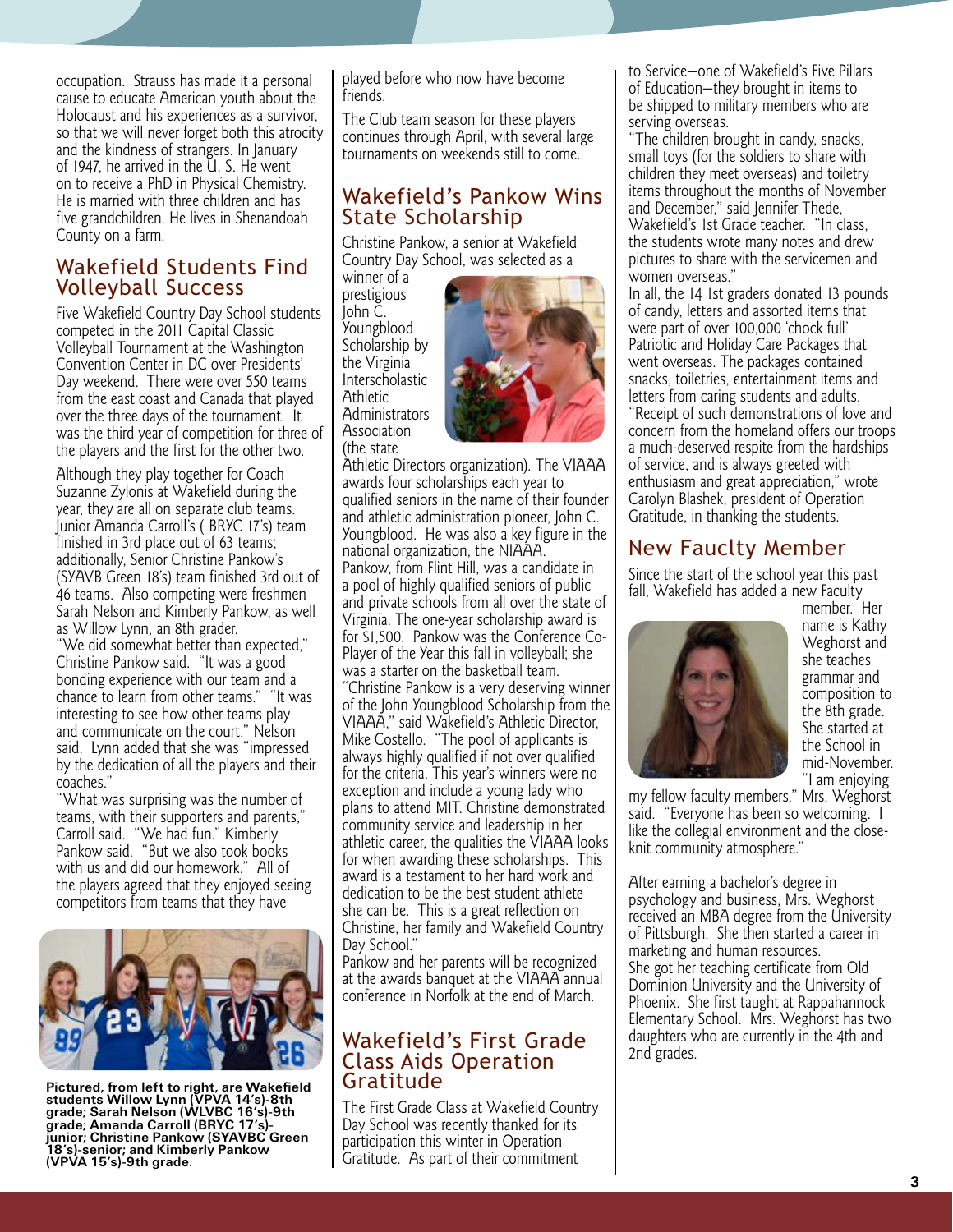occupation. Strauss has made it a personal cause to educate American youth about the Holocaust and his experiences as a survivor, so that we will never forget both this atrocity and the kindness of strangers. In January of 1947, he arrived in the U. S. He went on to receive a PhD in Physical Chemistry. He is married with three children and has five grandchildren. He lives in Shenandoah County on a farm.

## Wakefield Students Find Volleyball Success

Five Wakefield Country Day School students competed in the 2011 Capital Classic Volleyball Tournament at the Washington Convention Center in DC over Presidents' Day weekend. There were over 550 teams from the east coast and Canada that played over the three days of the tournament. It was the third year of competition for three of the players and the first for the other two.

Although they play together for Coach Suzanne Zylonis at Wakefield during the year, they are all on separate club teams. Junior Amanda Carroll's ( BRYC 17's) team finished in 3rd place out of 63 teams; additionally, Senior Christine Pankow's (SYAVB Green 18's) team finished 3rd out of 46 teams. Also competing were freshmen Sarah Nelson and Kimberly Pankow, as well as Willow Lynn, an 8th grader.

"We did somewhat better than expected," Christine Pankow said. "It was a good bonding experience with our team and a chance to learn from other teams." "It was interesting to see how other teams play and communicate on the court," Nelson said. Lynn added that she was "impressed by the dedication of all the players and their coaches."

"What was surprising was the number of teams, with their supporters and parents," Carroll said. "We had fun." Kimberly Pankow said. "But we also took books with us and did our homework." All of the players agreed that they enjoyed seeing competitors from teams that they have played before who now have become friends.

The Club team season for these players continues through April, with several large tournaments on weekends still to come.

**Pictured, from left to right, are Wakefield students Willow Lynn (VPVA 14's)-8th grade; Sarah Nelson (WLVBC 16's)-9th grade; Amanda Carroll (BRYC 17's)-junior; Christine Pankow (SYAVBC Green 18's)-senior; and Kimberly Pankow (VPVA 15's)-9th grade.**

## Wakefield's Pankow Wins State Scholarship

Christine Pankow, a senior at Wakefield Country Day School, was selected as a winner of a prestigious John C. Youngblood Scholarship by the Virginia Interscholastic Athletic Administrators Association (the state Athletic Directors organization). The VIAAA awards four scholarships each year to qualified seniors in the name of their founder and athletic administration pioneer, John C. Youngblood. He was also a key figure in the national organization, the NIAAA.

Pankow, from Flint Hill, was a candidate in a pool of highly qualified seniors of public and private schools from all over the state of Virginia. The one-year scholarship award is for $1,500. Pankow was the Conference Co-Player of the Year this fall in volleyball; she was a starter on the basketball team.

"Christine Pankow is a very deserving winner of the John Youngblood Scholarship from the VIAAA," said Wakefield's Athletic Director, Mike Costello. "The pool of applicants is always highly qualified if not over qualified for the criteria. This year's winners were no exception and include a young lady who plans to attend MIT. Christine demonstrated community service and leadership in her athletic career, the qualities the VIAAA looks for when awarding these scholarships. This award is a testament to her hard work and dedication to be the best student athlete she can be. This is a great reflection on Christine, her family and Wakefield Country Day School."

Pankow and her parents will be recognized at the awards banquet at the VIAAA annual conference in Norfolk at the end of March.

## Wakefield's First Grade Class Aids Operation Gratitude

The First Grade Class at Wakefield Country Day School was recently thanked for its participation this winter in Operation Gratitude. As part of their commitment to Service—one of Wakefield's Five Pillars of Education—they brought in items to be shipped to military members who are serving overseas.

"The children brought in candy, snacks, small toys (for the soldiers to share with children they meet overseas) and toiletry items throughout the months of November and December," said Jennifer Thede, Wakefield's 1st Grade teacher. "In class, the students wrote many notes and drew pictures to share with the servicemen and women overseas."

In all, the 14 1st graders donated 13 pounds of candy, letters and assorted items that were part of over 100,000 'chock full' Patriotic and Holiday Care Packages that went overseas. The packages contained snacks, toiletries, entertainment items and letters from caring students and adults.

"Receipt of such demonstrations of love and concern from the homeland offers our troops a much-deserved respite from the hardships of service, and is always greeted with enthusiasm and great appreciation," wrote Carolyn Blashek, president of Operation Gratitude, in thanking the students.

## New Faucltу Member

Since the start of the school year this past fall, Wakefield has added a new Faculty member. Her name is Kathy Weghorst and she teaches grammar and composition to the 8th grade. She started at the School in mid-November. "I am enjoying my fellow faculty members," Mrs. Weghorst said. "Everyone has been so welcoming. I like the collegial environment and the close-knit community atmosphere."

After earning a bachelor's degree in psychology and business, Mrs. Weghorst received an MBA degree from the University of Pittsburgh. She then started a career in marketing and human resources.

She got her teaching certificate from Old Dominion University and the University of Phoenix. She first taught at Rappahannock Elementary School. Mrs. Weghorst has two daughters who are currently in the 4th and 2nd grades.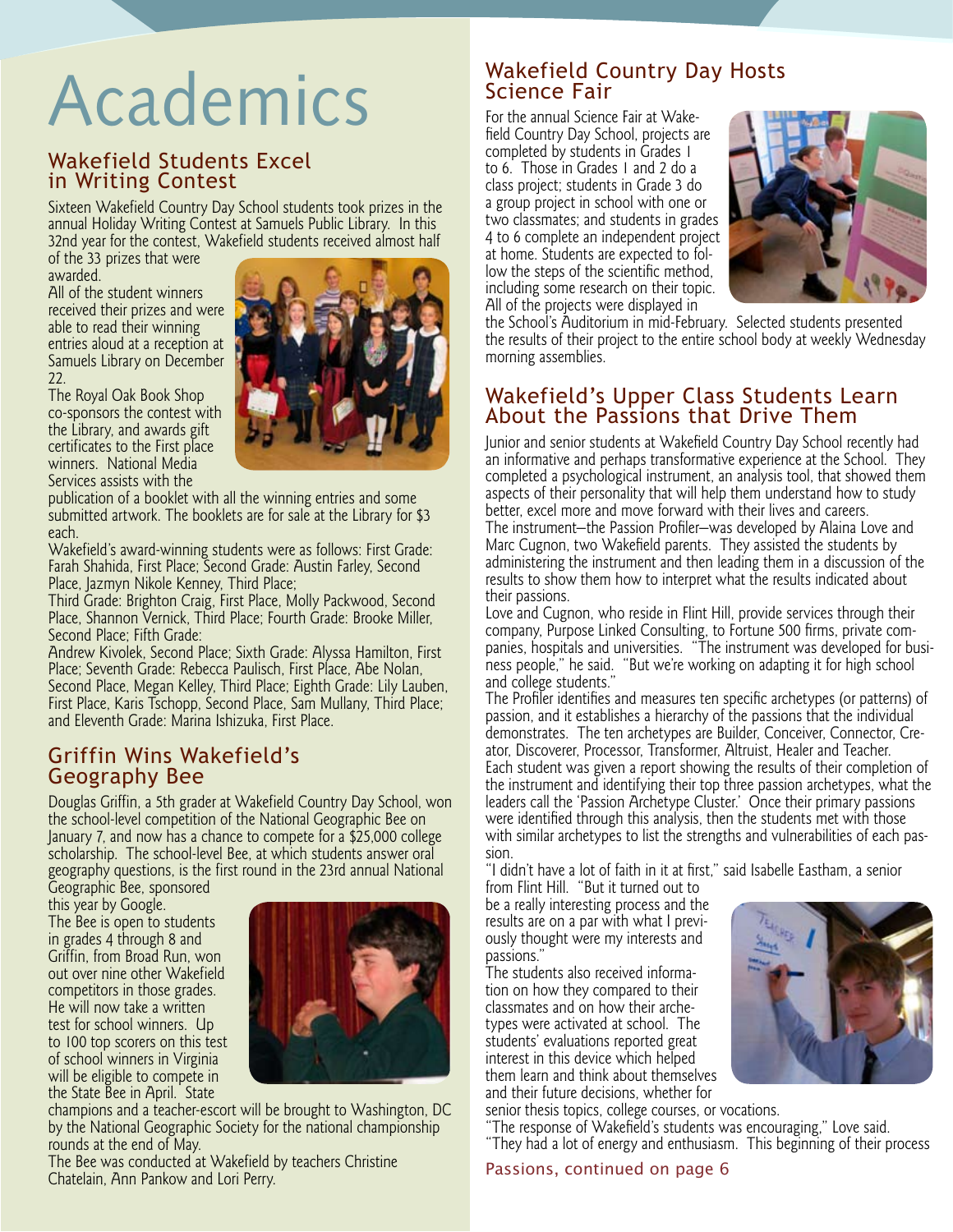# Academics

## Wakefield Students Excel in Writing Contest

Sixteen Wakefield Country Day School students took prizes in the annual Holiday Writing Contest at Samuels Public Library. In this 32nd year for the contest, Wakefield students received almost half of the 33 prizes that were awarded.

All of the student winners received their prizes and were able to read their winning entries aloud at a reception at Samuels Library on December 22.

The Royal Oak Book Shop co-sponsors the contest with the Library, and awards gift certificates to the First place winners. National Media Services assists with the publication of a booklet with all the winning entries and some submitted artwork. The booklets are for sale at the Library for $3 each.

Wakefield's award-winning students were as follows: First Grade: Farah Shahida, First Place; Second Grade: Austin Farley, Second Place, Jazmyn Nikole Kenney, Third Place;

Third Grade: Brighton Craig, First Place, Molly Packwood, Second Place, Shannon Vernick, Third Place; Fourth Grade: Brooke Miller, Second Place; Fifth Grade:

Andrew Kivolek, Second Place; Sixth Grade: Alyssa Hamilton, First Place; Seventh Grade: Rebecca Paulisch, First Place, Abe Nolan, Second Place, Megan Kelley, Third Place; Eighth Grade: Lily Lauben, First Place, Karis Tschopp, Second Place, Sam Mullany, Third Place; and Eleventh Grade: Marina Ishizuka, First Place.

## Griffin Wins Wakefield's Geography Bee

Douglas Griffin, a 5th grader at Wakefield Country Day School, won the school-level competition of the National Geographic Bee on January 7, and now has a chance to compete for a $25,000 college scholarship. The school-level Bee, at which students answer oral geography questions, is the first round in the 23rd annual National Geographic Bee, sponsored this year by Google.

The Bee is open to students in grades 4 through 8 and Griffin, from Broad Run, won out over nine other Wakefield competitors in those grades. He will now take a written test for school winners. Up to 100 top scorers on this test of school winners in Virginia will be eligible to compete in the State Bee in April. State champions and a teacher-escort will be brought to Washington, DC by the National Geographic Society for the national championship rounds at the end of May.

The Bee was conducted at Wakefield by teachers Christine Chatelain, Ann Pankow and Lori Perry.

## Wakefield Country Day Hosts Science Fair

For the annual Science Fair at Wakefield Country Day School, projects are completed by students in Grades 1 to 6. Those in Grades 1 and 2 do a class project; students in Grade 3 do a group project in school with one or two classmates; and students in grades 4 to 6 complete an independent project at home. Students are expected to follow the steps of the scientific method, including some research on their topic. All of the projects were displayed in the School's Auditorium in mid-February. Selected students presented the results of their project to the entire school body at weekly Wednesday morning assemblies.

## Wakefield's Upper Class Students Learn About the Passions that Drive Them

Junior and senior students at Wakefield Country Day School recently had an informative and perhaps transformative experience at the School. They completed a psychological instrument, an analysis tool, that showed them aspects of their personality that will help them understand how to study better, excel more and move forward with their lives and careers.

The instrument—the Passion Profiler—was developed by Alaina Love and Marc Cugnon, two Wakefield parents. They assisted the students by administering the instrument and then leading them in a discussion of the results to show them how to interpret what the results indicated about their passions.

Love and Cugnon, who reside in Flint Hill, provide services through their company, Purpose Linked Consulting, to Fortune 500 firms, private companies, hospitals and universities. "The instrument was developed for business people," he said. "But we're working on adapting it for high school and college students."

The Profiler identifies and measures ten specific archetypes (or patterns) of passion, and it establishes a hierarchy of the passions that the individual demonstrates. The ten archetypes are Builder, Conceiver, Connector, Creator, Discoverer, Processor, Transformer, Altruist, Healer and Teacher.

Each student was given a report showing the results of their completion of the instrument and identifying their top three passion archetypes, what the leaders call the 'Passion Archetype Cluster.' Once their primary passions were identified through this analysis, then the students met with those with similar archetypes to list the strengths and vulnerabilities of each passion.

"I didn't have a lot of faith in it at first," said Isabelle Eastham, a senior from Flint Hill. "But it turned out to be a really interesting process and the results are on a par with what I previously thought were my interests and passions."

The students also received information on how they compared to their classmates and on how their archetypes were activated at school. The students' evaluations reported great interest in this device which helped them learn and think about themselves and their future decisions, whether for senior thesis topics, college courses, or vocations.

"The response of Wakefield's students was encouraging," Love said. "They had a lot of energy and enthusiasm. This beginning of their process

Passions, continued on page 6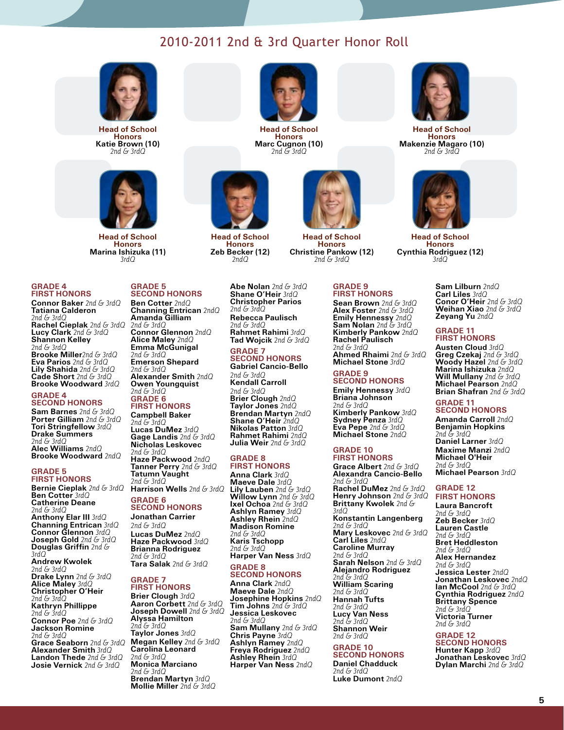# 2010-2011 2nd & 3rd Quarter Honor Roll

**Head of School Honors**
**Katie Brown (10)**
*2nd & 3rdQ*

**Head of School Honors**
**Marc Cugnon (10)**
*2nd & 3rdQ*

**Head of School Honors**
**Makenzie Magaro (10)**
*2nd & 3rdQ*

**Head of School Honors**
**Marina Ishizuka (11)**
*3rdQ*

**Head of School Honors**
**Zeb Becker (12)**
*2ndQ*

**Head of School Honors**
**Christine Pankow (12)**
*2nd & 3rdQ*

**Head of School Honors**
**Cynthia Rodriguez (12)**
*3rdQ*

## GRADE 4 FIRST HONORS

**Connor Baker** *2nd & 3rdQ*
**Tatiana Calderon** *2nd & 3rdQ*
**Rachel Cieplak** *2nd & 3rdQ*
**Lucy Clark** *2nd & 3rdQ*
**Shannon Kelley** *2nd & 3rdQ*
**Brooke Miller** *2nd & 3rdQ*
**Eva Parios** *2nd & 3rdQ*
**Lily Shahida** *2nd & 3rdQ*
**Cade Short** *2nd & 3rdQ*
**Brooke Woodward** *3rdQ*

## GRADE 4 SECOND HONORS

**Sam Barnes** *2nd & 3rdQ*
**Porter Gilliam** *2nd & 3rdQ*
**Tori Stringfellow** *3rdQ*
**Drake Summers** *2nd & 3rdQ*
**Alec Williams** *2ndQ*
**Brooke Woodward** *2ndQ*

## GRADE 5 FIRST HONORS

**Bernie Cieplak** *2nd & 3rdQ*
**Ben Cotter** *3rdQ*
**Catherine Deane** *2nd & 3rdQ*
**Anthony Elar III** *3rdQ*
**Channing Entrican** *3rdQ*
**Connor Glennon** *3rdQ*
**Joseph Gold** *2nd & 3rdQ*
**Douglas Griffin** *2nd & 3rdQ*
**Andrew Kwolek** *2nd & 3rdQ*
**Drake Lynn** *2nd & 3rdQ*
**Alice Maley** *3rdQ*
**Christopher O'Heir** *2nd & 3rdQ*
**Kathryn Phillippe** *2nd & 3rdQ*
**Connor Poe** *2nd & 3rdQ*
**Jackson Romine** *2nd & 3rdQ*
**Grace Seaborn** *2nd & 3rdQ*
**Alexander Smith** *3rdQ*
**Landon Thede** *2nd & 3rdQ*
**Josie Vernick** *2nd & 3rdQ*

## GRADE 5 SECOND HONORS

**Ben Cotter** *2ndQ*
**Channing Entrican** *2ndQ*
**Amanda Gilliam** *2nd & 3rdQ*
**Connor Glennon** *2ndQ*
**Alice Maley** *2ndQ*
**Emma McGunigal** *2nd & 3rdQ*
**Emerson Shepard** *2nd & 3rdQ*
**Alexander Smith** *2ndQ*
**Owen Youngquist** *2nd & 3rdQ*

## GRADE 6 FIRST HONORS

**Campbell Baker** *2nd & 3rdQ*
**Lucas DuMez** *3rdQ*
**Gage Landis** *2nd & 3rdQ*
**Nicholas Leskovec** *2nd & 3rdQ*
**Haze Packwood** *2ndQ*
**Tanner Perry** *2nd & 3rdQ*
**Tatumn Vaught** *2nd & 3rdQ*
**Harrison Wells** *2nd & 3rdQ*

## GRADE 6 SECOND HONORS

**Jonathan Carrier** *2nd & 3rdQ*
**Lucas DuMez** *2ndQ*
**Haze Packwood** *3rdQ*
**Brianna Rodriguez** *2nd & 3rdQ*
**Tara Salak** *2nd & 3rdQ*

## GRADE 7 FIRST HONORS

**Brier Clough** *3rdQ*
**Aaron Corbett** *2nd & 3rdQ*
**Joseph Dowell** *2nd & 3rdQ*
**Alyssa Hamilton** *2nd & 3rdQ*
**Taylor Jones** *3rdQ*
**Megan Kelley** *2nd & 3rdQ*
**Carolina Leonard** *2nd & 3rdQ*
**Monica Marciano** *2nd & 3rdQ*
**Brendan Martyn** *3rdQ*
**Mollie Miller** *2nd & 3rdQ*
**Abe Nolan** *2nd & 3rdQ*
**Shane O'Heir** *3rdQ*
**Christopher Parios** *2nd & 3rdQ*
**Rebecca Paulisch** *2nd & 3rdQ*
**Rahmet Rahimi** *3rdQ*
**Tad Wojcik** *2nd & 3rdQ*

## GRADE 7 SECOND HONORS

**Gabriel Cancio-Bello** *2nd & 3rdQ*
**Kendall Carroll** *2nd & 3rdQ*
**Brier Clough** *2ndQ*
**Taylor Jones** *2ndQ*
**Brendan Martyn** *2ndQ*
**Shane O'Heir** *2ndQ*
**Nikolas Patton** *3rdQ*
**Rahmet Rahimi** *2ndQ*
**Julia Weir** *2nd & 3rdQ*

## GRADE 8 FIRST HONORS

**Anna Clark** *3rdQ*
**Maeve Dale** *3rdQ*
**Lily Lauben** *2nd & 3rdQ*
**Willow Lynn** *2nd & 3rdQ*
**Ixel Ochoa** *2nd & 3rdQ*
**Ashlyn Ramey** *3rdQ*
**Ashley Rhein** *2ndQ*
**Madison Romine** *2nd & 3rdQ*
**Karis Tschopp** *2nd & 3rdQ*
**Harper Van Ness** *3rdQ*

## GRADE 8 SECOND HONORS

**Anna Clark** *2ndQ*
**Maeve Dale** *2ndQ*
**Josephine Hopkins** *2ndQ*
**Tim Johns** *2nd & 3rdQ*
**Jessica Leskovec** *2nd & 3rdQ*
**Sam Mullany** *2nd & 3rdQ*
**Chris Payne** *3rdQ*
**Ashlyn Ramey** *2ndQ*
**Freya Rodriguez** *2ndQ*
**Ashley Rhein** *3rdQ*
**Harper Van Ness** *2ndQ*

## GRADE 9 FIRST HONORS

**Sean Brown** *2nd & 3rdQ*
**Alex Foster** *2nd & 3rdQ*
**Emily Hennessy** *2ndQ*
**Sam Nolan** *2nd & 3rdQ*
**Kimberly Pankow** *2ndQ*
**Rachel Paulisch** *2nd & 3rdQ*
**Ahmed Rhaimi** *2nd & 3rdQ*
**Michael Stone** *3rdQ*

## GRADE 9 SECOND HONORS

**Emily Hennessy** *3rdQ*
**Briana Johnson** *2nd & 3rdQ*
**Kimberly Pankow** *3rdQ*
**Sydney Penza** *3rdQ*
**Eva Pepe** *2nd & 3rdQ*
**Michael Stone** *2ndQ*

## GRADE 10 FIRST HONORS

**Grace Albert** *2nd & 3rdQ*
**Alexandra Cancio-Bello** *2nd & 3rdQ*
**Rachel DuMez** *2nd & 3rdQ*
**Henry Johnson** *2nd & 3rdQ*
**Brittany Kwolek** *2nd & 3rdQ*
**Konstantin Langenberg** *2nd & 3rdQ*
**Mary Leskovec** *2nd & 3rdQ*
**Carl Liles** *2ndQ*
**Caroline Murray** *2nd & 3rdQ*
**Sarah Nelson** *2nd & 3rdQ*
**Alejandro Rodriguez** *2nd & 3rdQ*
**William Scaring** *2nd & 3rdQ*
**Hannah Tufts** *2nd & 3rdQ*
**Lucy Van Ness** *2nd & 3rdQ*
**Shannon Weir** *2nd & 3rdQ*

## GRADE 10 SECOND HONORS

**Daniel Chadduck** *2nd & 3rdQ*
**Luke Dumont** *2ndQ*
**Sam Lilburn** *2ndQ*
**Carl Liles** *3rdQ*
**Conor O'Heir** *2nd & 3rdQ*
**Weihan Xiao** *2nd & 3rdQ*
**Zeyang Yu** *2ndQ*

## GRADE 11 FIRST HONORS

**Austen Cloud** *3rdQ*
**Greg Czekaj** *2nd & 3rdQ*
**Woody Hazel** *2nd & 3rdQ*
**Marina Ishizuka** *2ndQ*
**Will Mullany** *2nd & 3rdQ*
**Michael Pearson** *2ndQ*
**Brian Shafran** *2nd & 3rdQ*

## GRADE 11 SECOND HONORS

**Amanda Carroll** *2ndQ*
**Benjamin Hopkins** *2nd & 3rdQ*
**Daniel Larner** *3rdQ*
**Maxime Manzi** *2ndQ*
**Michael O'Heir** *2nd & 3rdQ*
**Michael Pearson** *3rdQ*

## GRADE 12 FIRST HONORS

**Laura Bancroft** *2nd & 3rdQ*
**Zeb Becker** *3rdQ*
**Lauren Castle** *2nd & 3rdQ*
**Bret Heddleston** *2nd & 3rdQ*
**Alex Hernandez** *2nd & 3rdQ*
**Jessica Lester** *2ndQ*
**Jonathan Leskovec** *2ndQ*
**Ian McCool** *2nd & 3rdQ*
**Cynthia Rodriguez** *2ndQ*
**Brittany Spence** *2nd & 3rdQ*
**Victoria Turner** *2nd & 3rdQ*

## GRADE 12 SECOND HONORS

**Hunter Kapp** *3rdQ*
**Jonathan Leskovec** *3rdQ*
**Dylan Marchi** *2nd & 3rdQ*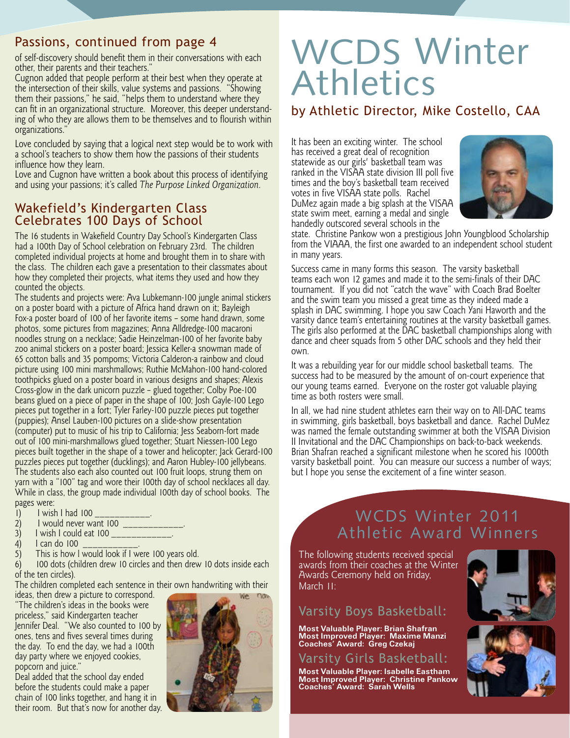## Passions, continued from page 4

of self-discovery should benefit them in their conversations with each other, their parents and their teachers."

Cugnon added that people perform at their best when they operate at the intersection of their skills, value systems and passions. "Showing them their passions," he said, "helps them to understand where they can fit in an organizational structure. Moreover, this deeper understanding of who they are allows them to be themselves and to flourish within organizations."

Love concluded by saying that a logical next step would be to work with a school's teachers to show them how the passions of their students influence how they learn.

Love and Cugnon have written a book about this process of identifying and using your passions; it's called *The Purpose Linked Organization*.

## Wakefield's Kindergarten Class Celebrates 100 Days of School

The 16 students in Wakefield Country Day School's Kindergarten Class had a 100th Day of School celebration on February 23rd. The children completed individual projects at home and brought them in to share with the class. The children each gave a presentation to their classmates about how they completed their projects, what items they used and how they counted the objects.

The students and projects were: Ava Lubkemann-100 jungle animal stickers on a poster board with a picture of Africa hand drawn on it; Bayleigh Fox-a poster board of 100 of her favorite items – some hand drawn, some photos, some pictures from magazines; Anna Alldredge-100 macaroni noodles strung on a necklace; Sadie Heinzelman-100 of her favorite baby zoo animal stickers on a poster board; Jessica Keller-a snowman made of 65 cotton balls and 35 pompoms; Victoria Calderon-a rainbow and cloud picture using 100 mini marshmallows; Ruthie McMahon-100 hand-colored toothpicks glued on a poster board in various designs and shapes; Alexis Cross-glow in the dark unicorn puzzle – glued together; Colby Poe-100 beans glued on a piece of paper in the shape of 100; Josh Gayle-100 Lego pieces put together in a fort; Tyler Farley-100 puzzle pieces put together (puppies); Ansel Lauben-100 pictures on a slide-show presentation (computer) put to music of his trip to California; Jess Seaborn-fort made out of 100 mini-marshmallows glued together; Stuart Niessen-100 Lego pieces built together in the shape of a tower and helicopter; Jack Gerard-100 puzzles pieces put together (ducklings); and Aaron Hubley-100 jellybeans.

The students also each also counted out 100 fruit loops, strung them on yarn with a "100" tag and wore their 100th day of school necklaces all day. While in class, the group made individual 100th day of school books. The pages were:

1) I wish I had 100 ___________.
2) I would never want 100 ____________.
3) I wish I could eat 100 ____________.
4) I can do 100 ___________.
5) This is how I would look if I were 100 years old.
6) 100 dots (children drew 10 circles and then drew 10 dots inside each of the ten circles).

The children completed each sentence in their own handwriting with their ideas, then drew a picture to correspond.

"The children's ideas in the books were priceless," said Kindergarten teacher Jennifer Deal. "We also counted to 100 by ones, tens and fives several times during the day. To end the day, we had a 100th day party where we enjoyed cookies, popcorn and juice."

Deal added that the school day ended before the students could make a paper chain of 100 links together, and hang it in their room. But that's now for another day.

# WCDS Winter Athletics

## by Athletic Director, Mike Costello, CAA

It has been an exciting winter. The school has received a great deal of recognition statewide as our girls' basketball team was ranked in the VISAA state division III poll five times and the boy's basketball team received votes in five VISAA state polls. Rachel DuMez again made a big splash at the VISAA state swim meet, earning a medal and single handedly outscored several schools in the state. Christine Pankow won a prestigious John Youngblood Scholarship from the VIAAA, the first one awarded to an independent school student in many years.

Success came in many forms this season. The varsity basketball teams each won 12 games and made it to the semi-finals of their DAC tournament. If you did not "catch the wave" with Coach Brad Boelter and the swim team you missed a great time as they indeed made a splash in DAC swimming. I hope you saw Coach Yani Haworth and the varsity dance team's entertaining routines at the varsity basketball games. The girls also performed at the DAC basketball championships along with dance and cheer squads from 5 other DAC schools and they held their own.

It was a rebuilding year for our middle school basketball teams. The success had to be measured by the amount of on-court experience that our young teams earned. Everyone on the roster got valuable playing time as both rosters were small.

In all, we had nine student athletes earn their way on to All-DAC teams in swimming, girls basketball, boys basketball and dance. Rachel DuMez was named the female outstanding swimmer at both the VISAA Division II Invitational and the DAC Championships on back-to-back weekends. Brian Shafran reached a significant milestone when he scored his 1000th varsity basketball point. You can measure our success a number of ways; but I hope you sense the excitement of a fine winter season.

## WCDS Winter 2011 Athletic Award Winners

The following students received special awards from their coaches at the Winter Awards Ceremony held on Friday, March 11:

### Varsity Boys Basketball:

**Most Valuable Player: Brian Shafran**
**Most Improved Player: Maxime Manzi**
**Coaches' Award: Greg Czekaj**

### Varsity Girls Basketball:

**Most Valuable Player: Isabelle Eastham**
**Most Improved Player: Christine Pankow**
**Coaches' Award: Sarah Wells**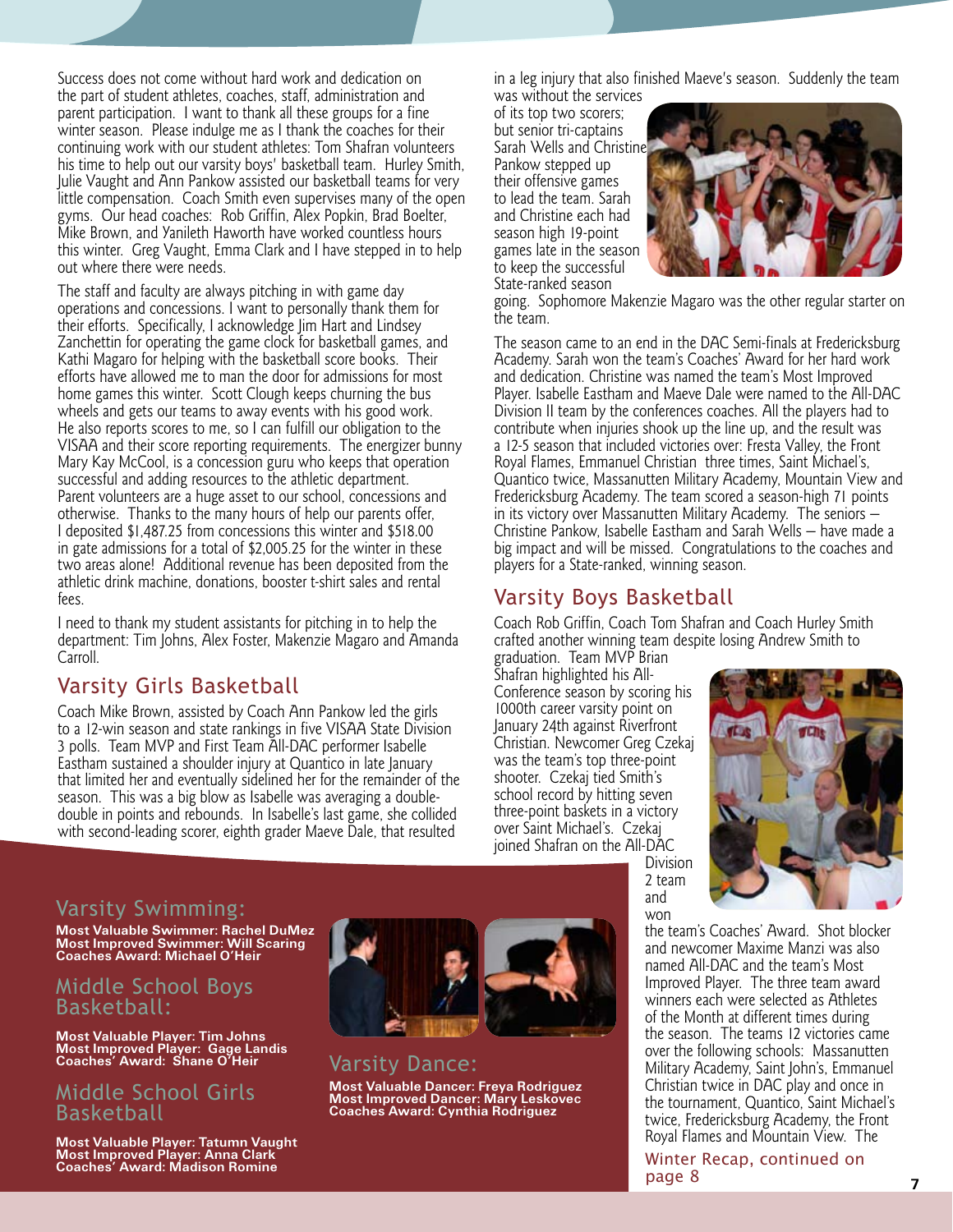Success does not come without hard work and dedication on the part of student athletes, coaches, staff, administration and parent participation. I want to thank all these groups for a fine winter season. Please indulge me as I thank the coaches for their continuing work with our student athletes: Tom Shafran volunteers his time to help out our varsity boys' basketball team. Hurley Smith, Julie Vaught and Ann Pankow assisted our basketball teams for very little compensation. Coach Smith even supervises many of the open gyms. Our head coaches: Rob Griffin, Alex Popkin, Brad Boelter, Mike Brown, and Yanileth Haworth have worked countless hours this winter. Greg Vaught, Emma Clark and I have stepped in to help out where there were needs.

The staff and faculty are always pitching in with game day operations and concessions. I want to personally thank them for their efforts. Specifically, I acknowledge Jim Hart and Lindsey Zanchettin for operating the game clock for basketball games, and Kathi Magaro for helping with the basketball score books. Their efforts have allowed me to man the door for admissions for most home games this winter. Scott Clough keeps churning the bus wheels and gets our teams to away events with his good work. He also reports scores to me, so I can fulfill our obligation to the VISAA and their score reporting requirements. The energizer bunny Mary Kay McCool, is a concession guru who keeps that operation successful and adding resources to the athletic department. Parent volunteers are a huge asset to our school, concessions and otherwise. Thanks to the many hours of help our parents offer, I deposited $1,487.25 from concessions this winter and $518.00 in gate admissions for a total of $2,005.25 for the winter in these two areas alone! Additional revenue has been deposited from the athletic drink machine, donations, booster t-shirt sales and rental fees.

I need to thank my student assistants for pitching in to help the department: Tim Johns, Alex Foster, Makenzie Magaro and Amanda Carroll.

## Varsity Girls Basketball

Coach Mike Brown, assisted by Coach Ann Pankow led the girls to a 12-win season and state rankings in five VISAA State Division 3 polls. Team MVP and First Team All-DAC performer Isabelle Eastham sustained a shoulder injury at Quantico in late January that limited her and eventually sidelined her for the remainder of the season. This was a big blow as Isabelle was averaging a double-double in points and rebounds. In Isabelle's last game, she collided with second-leading scorer, eighth grader Maeve Dale, that resulted in a leg injury that also finished Maeve's season. Suddenly the team was without the services of its top two scorers; but senior tri-captains Sarah Wells and Christine Pankow stepped up their offensive games to lead the team. Sarah and Christine each had season high 19-point games late in the season to keep the successful State-ranked season going. Sophomore Makenzie Magaro was the other regular starter on the team.

The season came to an end in the DAC Semi-finals at Fredericksburg Academy. Sarah won the team's Coaches' Award for her hard work and dedication. Christine was named the team's Most Improved Player. Isabelle Eastham and Maeve Dale were named to the All-DAC Division II team by the conferences coaches. All the players had to contribute when injuries shook up the line up, and the result was a 12-5 season that included victories over: Fresta Valley, the Front Royal Flames, Emmanuel Christian three times, Saint Michael's, Quantico twice, Massanutten Military Academy, Mountain View and Fredericksburg Academy. The team scored a season-high 71 points in its victory over Massanutten Military Academy. The seniors – Christine Pankow, Isabelle Eastham and Sarah Wells – have made a big impact and will be missed. Congratulations to the coaches and players for a State-ranked, winning season.

## Varsity Boys Basketball

Coach Rob Griffin, Coach Tom Shafran and Coach Hurley Smith crafted another winning team despite losing Andrew Smith to graduation. Team MVP Brian Shafran highlighted his All-Conference season by scoring his 1000th career varsity point on January 24th against Riverfront Christian. Newcomer Greg Czekaj was the team's top three-point shooter. Czekaj tied Smith's school record by hitting seven three-point baskets in a victory over Saint Michael's. Czekaj joined Shafran on the All-DAC Division 2 team and won the team's Coaches' Award. Shot blocker and newcomer Maxime Manzi was also named All-DAC and the team's Most Improved Player. The three team award winners each were selected as Athletes of the Month at different times during the season. The teams 12 victories came over the following schools: Massanutten Military Academy, Saint John's, Emmanuel Christian twice in DAC play and once in the tournament, Quantico, Saint Michael's twice, Fredericksburg Academy, the Front Royal Flames and Mountain View. The

Winter Recap, continued on page 8

## Varsity Swimming:

**Most Valuable Swimmer: Rachel DuMez**
**Most Improved Swimmer: Will Scaring**
**Coaches Award: Michael O'Heir**

## Middle School Boys Basketball:

**Most Valuable Player: Tim Johns**
**Most Improved Player: Gage Landis**
**Coaches' Award: Shane O'Heir**

## Middle School Girls Basketball

**Most Valuable Player: Tatumn Vaught**
**Most Improved Player: Anna Clark**
**Coaches' Award: Madison Romine**

## Varsity Dance:

**Most Valuable Dancer: Freya Rodriguez**
**Most Improved Dancer: Mary Leskovec**
**Coaches Award: Cynthia Rodriguez**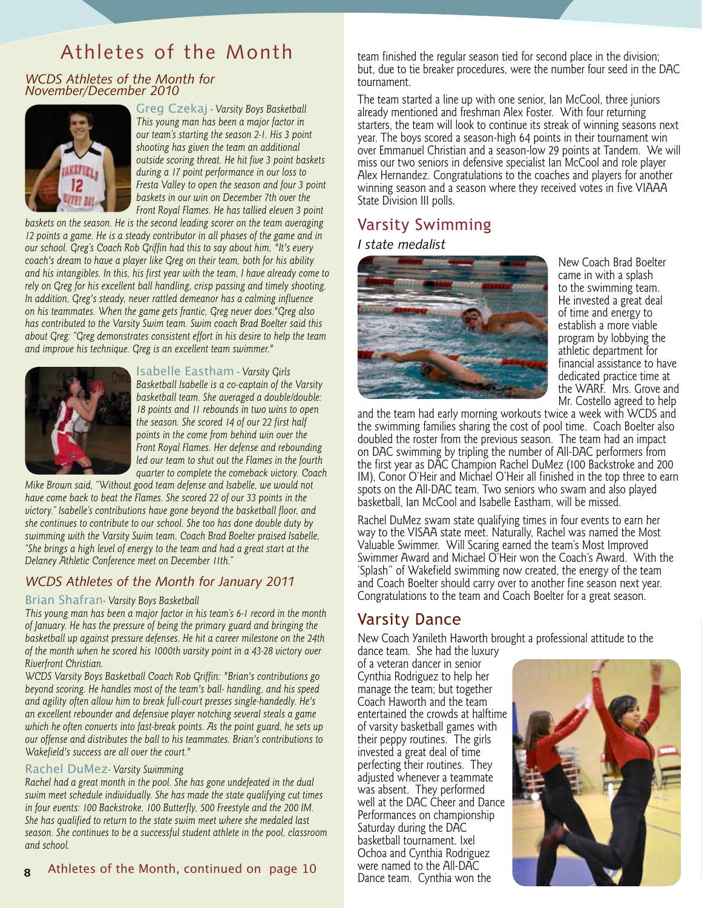# Athletes of the Month

## *WCDS Athletes of the Month for November/December 2010*

Greg Czekaj - *Varsity Boys Basketball*
*This young man has been a major factor in our team's starting the season 2-1. His 3 point shooting has given the team an additional outside scoring threat. He hit five 3 point baskets during a 17 point performance in our loss to Fresta Valley to open the season and four 3 point baskets in our win on December 7th over the Front Royal Flames. He has tallied eleven 3 point baskets on the season. He is the second leading scorer on the team averaging 12 points a game. He is a steady contributor in all phases of the game and in our school. Greg's Coach Rob Griffin had this to say about him, "It's every coach's dream to have a player like Greg on their team, both for his ability and his intangibles. In this, his first year with the team, I have already come to rely on Greg for his excellent ball handling, crisp passing and timely shooting. In addition, Greg's steady, never rattled demeanor has a calming influence on his teammates. When the game gets frantic, Greg never does."Greg also has contributed to the Varsity Swim team. Swim coach Brad Boelter said this about Greg: "Greg demonstrates consistent effort in his desire to help the team and improve his technique. Greg is an excellent team swimmer."*

Isabelle Eastham - *Varsity Girls Basketball Isabelle is a co-captain of the Varsity basketball team. She averaged a double/double: 18 points and 11 rebounds in two wins to open the season. She scored 14 of our 22 first half points in the come from behind win over the Front Royal Flames. Her defense and rebounding led our team to shut out the Flames in the fourth quarter to complete the comeback victory. Coach Mike Brown said, "Without good team defense and Isabelle, we would not have come back to beat the Flames. She scored 22 of our 33 points in the victory." Isabelle's contributions have gone beyond the basketball floor, and she continues to contribute to our school. She too has done double duty by swimming with the Varsity Swim team. Coach Brad Boelter praised Isabelle, "She brings a high level of energy to the team and had a great start at the Delaney Athletic Conference meet on December 11th."*

## *WCDS Athletes of the Month for January 2011*

Brian Shafran- *Varsity Boys Basketball*
*This young man has been a major factor in his team's 6-1 record in the month of January. He has the pressure of being the primary guard and bringing the basketball up against pressure defenses. He hit a career milestone on the 24th of the month when he scored his 1000th varsity point in a 43-28 victory over Riverfront Christian.*
*WCDS Varsity Boys Basketball Coach Rob Griffin: "Brian's contributions go beyond scoring. He handles most of the team's ball- handling, and his speed and agility often allow him to break full-court presses single-handedly. He's an excellent rebounder and defensive player notching several steals a game which he often converts into fast-break points. As the point guard, he sets up our offense and distributes the ball to his teammates. Brian's contributions to Wakefield's success are all over the court."*

Rachel DuMez- *Varsity Swimming*
*Rachel had a great month in the pool. She has gone undefeated in the dual swim meet schedule individually. She has made the state qualifying cut times in four events: 100 Backstroke, 100 Butterfly, 500 Freestyle and the 200 IM. She has qualified to return to the state swim meet where she medaled last season. She continues to be a successful student athlete in the pool, classroom and school.*

Athletes of the Month, continued on page 10

team finished the regular season tied for second place in the division; but, due to tie breaker procedures, were the number four seed in the DAC tournament.

The team started a line up with one senior, Ian McCool, three juniors already mentioned and freshman Alex Foster. With four returning starters, the team will look to continue its streak of winning seasons next year. The boys scored a season-high 64 points in their tournament win over Emmanuel Christian and a season-low 29 points at Tandem. We will miss our two seniors in defensive specialist Ian McCool and role player Alex Hernandez. Congratulations to the coaches and players for another winning season and a season where they received votes in five VIAAA State Division III polls.

## Varsity Swimming

*I state medalist*

New Coach Brad Boelter came in with a splash to the swimming team. He invested a great deal of time and energy to establish a more viable program by lobbying the athletic department for financial assistance to have dedicated practice time at the WARF. Mrs. Grove and Mr. Costello agreed to help and the team had early morning workouts twice a week with WCDS and the swimming families sharing the cost of pool time. Coach Boelter also doubled the roster from the previous season. The team had an impact on DAC swimming by tripling the number of All-DAC performers from the first year as DAC Champion Rachel DuMez (100 Backstroke and 200 IM), Conor O'Heir and Michael O'Heir all finished in the top three to earn spots on the All-DAC team. Two seniors who swam and also played basketball, Ian McCool and Isabelle Eastham, will be missed.

Rachel DuMez swam state qualifying times in four events to earn her way to the VISAA state meet. Naturally, Rachel was named the Most Valuable Swimmer. Will Scaring earned the team's Most Improved Swimmer Award and Michael O'Heir won the Coach's Award. With the 'Splash" of Wakefield swimming now created, the energy of the team and Coach Boelter should carry over to another fine season next year. Congratulations to the team and Coach Boelter for a great season.

## Varsity Dance

New Coach Yanileth Haworth brought a professional attitude to the dance team. She had the luxury of a veteran dancer in senior Cynthia Rodriguez to help her manage the team; but together Coach Haworth and the team entertained the crowds at halftime of varsity basketball games with their peppy routines. The girls invested a great deal of time perfecting their routines. They adjusted whenever a teammate was absent. They performed well at the DAC Cheer and Dance Performances on championship Saturday during the DAC basketball tournament. Ixel Ochoa and Cynthia Rodriguez were named to the All-DAC Dance team. Cynthia won the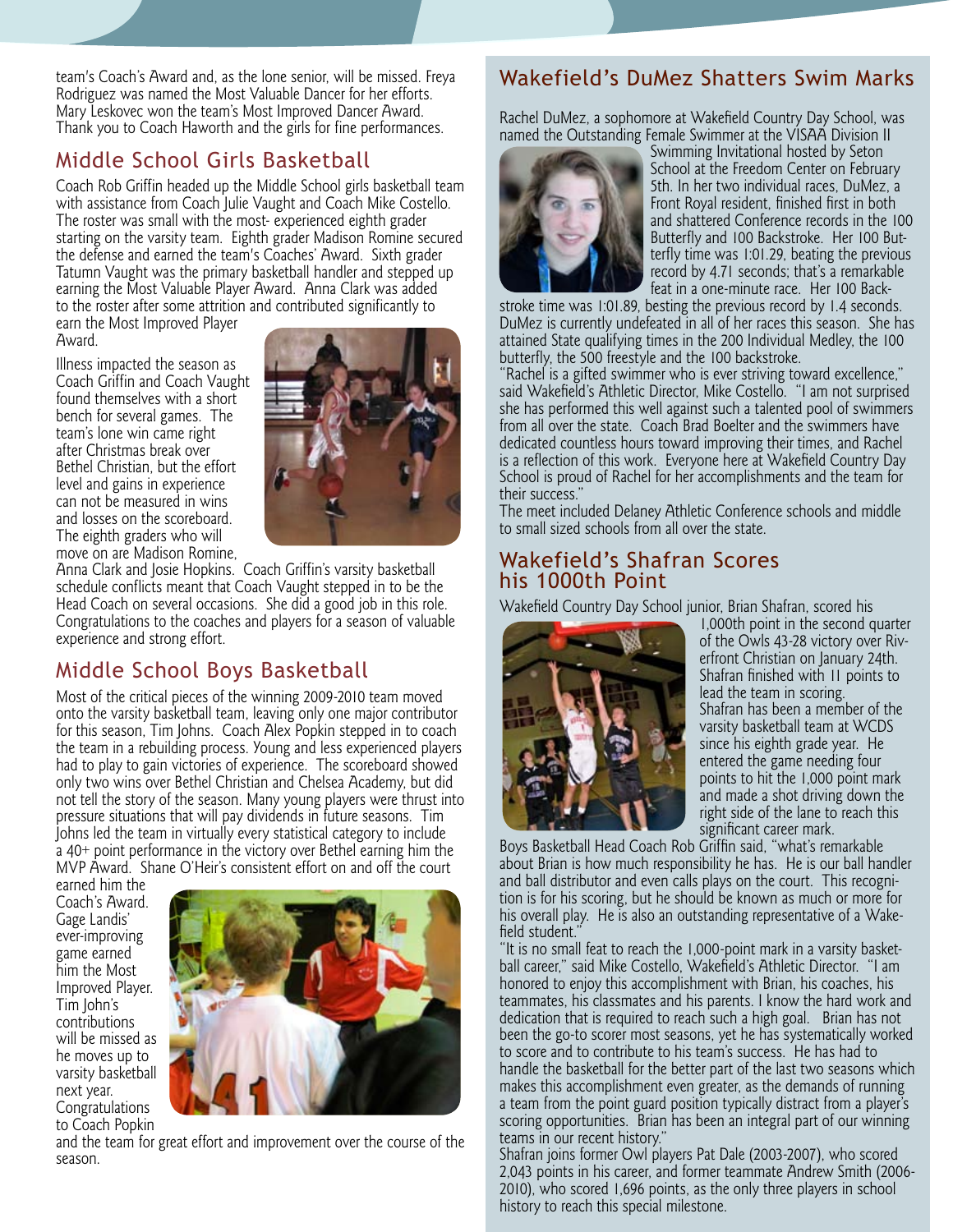team's Coach's Award and, as the lone senior, will be missed. Freya Rodriguez was named the Most Valuable Dancer for her efforts. Mary Leskovec won the team's Most Improved Dancer Award. Thank you to Coach Haworth and the girls for fine performances.

## Middle School Girls Basketball

Coach Rob Griffin headed up the Middle School girls basketball team with assistance from Coach Julie Vaught and Coach Mike Costello. The roster was small with the most- experienced eighth grader starting on the varsity team. Eighth grader Madison Romine secured the defense and earned the team's Coaches' Award. Sixth grader Tatumn Vaught was the primary basketball handler and stepped up earning the Most Valuable Player Award. Anna Clark was added to the roster after some attrition and contributed significantly to earn the Most Improved Player Award.

Illness impacted the season as Coach Griffin and Coach Vaught found themselves with a short bench for several games. The team's lone win came right after Christmas break over Bethel Christian, but the effort level and gains in experience can not be measured in wins and losses on the scoreboard. The eighth graders who will move on are Madison Romine, Anna Clark and Josie Hopkins. Coach Griffin's varsity basketball schedule conflicts meant that Coach Vaught stepped in to be the Head Coach on several occasions. She did a good job in this role. Congratulations to the coaches and players for a season of valuable experience and strong effort.

## Middle School Boys Basketball

Most of the critical pieces of the winning 2009-2010 team moved onto the varsity basketball team, leaving only one major contributor for this season, Tim Johns. Coach Alex Popkin stepped in to coach the team in a rebuilding process. Young and less experienced players had to play to gain victories of experience. The scoreboard showed only two wins over Bethel Christian and Chelsea Academy, but did not tell the story of the season. Many young players were thrust into pressure situations that will pay dividends in future seasons. Tim Johns led the team in virtually every statistical category to include a 40+ point performance in the victory over Bethel earning him the MVP Award. Shane O'Heir's consistent effort on and off the court earned him the Coach's Award. Gage Landis' ever-improving game earned him the Most Improved Player. Tim John's contributions will be missed as he moves up to varsity basketball next year. Congratulations to Coach Popkin and the team for great effort and improvement over the course of the season.

## Wakefield's DuMez Shatters Swim Marks

Rachel DuMez, a sophomore at Wakefield Country Day School, was named the Outstanding Female Swimmer at the VISAA Division II Swimming Invitational hosted by Seton School at the Freedom Center on February 5th. In her two individual races, DuMez, a Front Royal resident, finished first in both and shattered Conference records in the 100 Butterfly and 100 Backstroke. Her 100 Butterfly time was 1:01.29, beating the previous record by 4.71 seconds; that's a remarkable feat in a one-minute race. Her 100 Backstroke time was 1:01.89, besting the previous record by 1.4 seconds. DuMez is currently undefeated in all of her races this season. She has attained State qualifying times in the 200 Individual Medley, the 100 butterfly, the 500 freestyle and the 100 backstroke.

"Rachel is a gifted swimmer who is ever striving toward excellence," said Wakefield's Athletic Director, Mike Costello. "I am not surprised she has performed this well against such a talented pool of swimmers from all over the state. Coach Brad Boelter and the swimmers have dedicated countless hours toward improving their times, and Rachel is a reflection of this work. Everyone here at Wakefield Country Day School is proud of Rachel for her accomplishments and the team for their success."

The meet included Delaney Athletic Conference schools and middle to small sized schools from all over the state.

## Wakefield's Shafran Scores his 1000th Point

Wakefield Country Day School junior, Brian Shafran, scored his 1,000th point in the second quarter of the Owls 43-28 victory over Riverfront Christian on January 24th. Shafran finished with 11 points to lead the team in scoring.

Shafran has been a member of the varsity basketball team at WCDS since his eighth grade year. He entered the game needing four points to hit the 1,000 point mark and made a shot driving down the right side of the lane to reach this significant career mark.

Boys Basketball Head Coach Rob Griffin said, "what's remarkable about Brian is how much responsibility he has. He is our ball handler and ball distributor and even calls plays on the court. This recognition is for his scoring, but he should be known as much or more for his overall play. He is also an outstanding representative of a Wakefield student."

"It is no small feat to reach the 1,000-point mark in a varsity basketball career," said Mike Costello, Wakefield's Athletic Director. "I am honored to enjoy this accomplishment with Brian, his coaches, his teammates, his classmates and his parents. I know the hard work and dedication that is required to reach such a high goal. Brian has not been the go-to scorer most seasons, yet he has systematically worked to score and to contribute to his team's success. He has had to handle the basketball for the better part of the last two seasons which makes this accomplishment even greater, as the demands of running a team from the point guard position typically distract from a player's scoring opportunities. Brian has been an integral part of our winning teams in our recent history."

Shafran joins former Owl players Pat Dale (2003-2007), who scored 2,043 points in his career, and former teammate Andrew Smith (2006-2010), who scored 1,696 points, as the only three players in school history to reach this special milestone.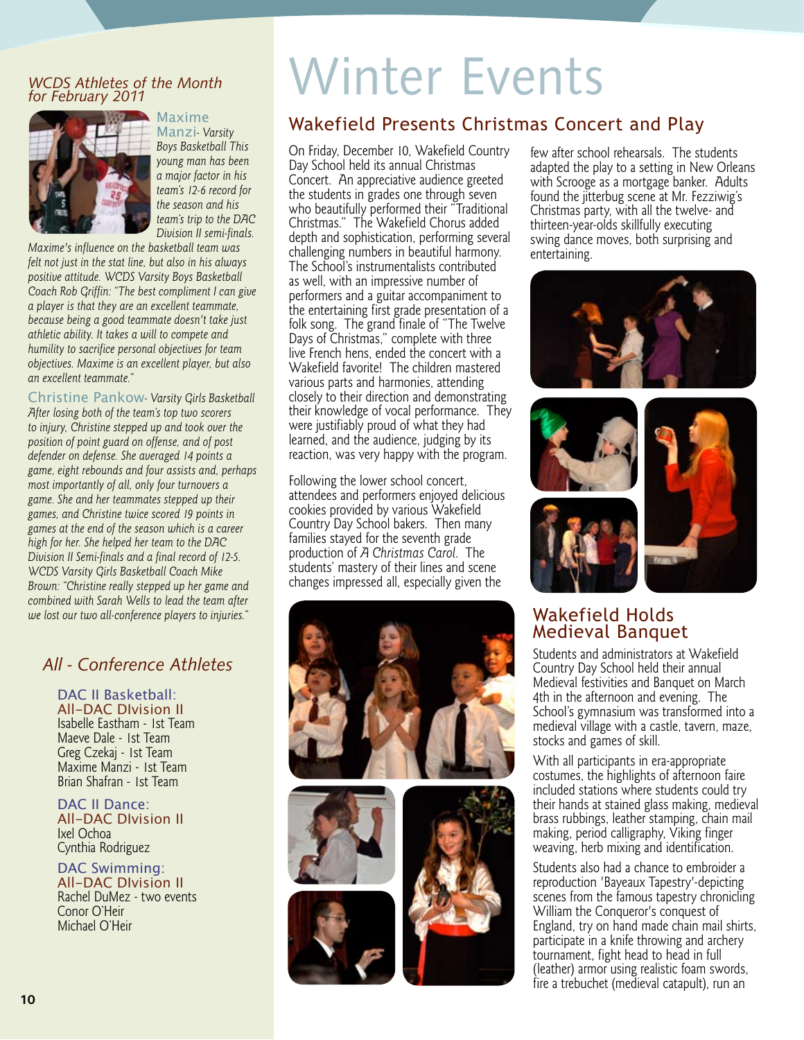## *WCDS Athletes of the Month for February 2011*

**Maxime Manzi**- *Varsity Boys Basketball This young man has been a major factor in his team's 12-6 record for the season and his team's trip to the DAC Division II semi-finals. Maxime's influence on the basketball team was felt not just in the stat line, but also in his always positive attitude. WCDS Varsity Boys Basketball Coach Rob Griffin: "The best compliment I can give a player is that they are an excellent teammate, because being a good teammate doesn't take just athletic ability. It takes a will to compete and humility to sacrifice personal objectives for team objectives. Maxime is an excellent player, but also an excellent teammate."*

**Christine Pankow**- *Varsity Girls Basketball After losing both of the team's top two scorers to injury, Christine stepped up and took over the position of point guard on offense, and of post defender on defense. She averaged 14 points a game, eight rebounds and four assists and, perhaps most importantly of all, only four turnovers a game. She and her teammates stepped up their games, and Christine twice scored 19 points in games at the end of the season which is a career high for her. She helped her team to the DAC Division II Semi-finals and a final record of 12-5. WCDS Varsity Girls Basketball Coach Mike Brown: "Christine really stepped up her game and combined with Sarah Wells to lead the team after we lost our two all-conference players to injuries."*

## *All - Conference Athletes*

### DAC II Basketball: All-DAC Division II

Isabelle Eastham - 1st Team
Maeve Dale - 1st Team
Greg Czekaj - 1st Team
Maxime Manzi - 1st Team
Brian Shafran - 1st Team

### DAC II Dance: All-DAC Division II

Ixel Ochoa
Cynthia Rodriguez

### DAC Swimming: All-DAC Division II

Rachel DuMez - two events
Conor O'Heir
Michael O'Heir

# Winter Events

## Wakefield Presents Christmas Concert and Play

On Friday, December 10, Wakefield Country Day School held its annual Christmas Concert. An appreciative audience greeted the students in grades one through seven who beautifully performed their "Traditional Christmas." The Wakefield Chorus added depth and sophistication, performing several challenging numbers in beautiful harmony. The School's instrumentalists contributed as well, with an impressive number of performers and a guitar accompaniment to the entertaining first grade presentation of a folk song. The grand finale of "The Twelve Days of Christmas," complete with three live French hens, ended the concert with a Wakefield favorite! The children mastered various parts and harmonies, attending closely to their direction and demonstrating their knowledge of vocal performance. They were justifiably proud of what they had learned, and the audience, judging by its reaction, was very happy with the program.

Following the lower school concert, attendees and performers enjoyed delicious cookies provided by various Wakefield Country Day School bakers. Then many families stayed for the seventh grade production of *A Christmas Carol*. The students' mastery of their lines and scene changes impressed all, especially given the few after school rehearsals. The students adapted the play to a setting in New Orleans with Scrooge as a mortgage banker. Adults found the jitterbug scene at Mr. Fezziwig's Christmas party, with all the twelve- and thirteen-year-olds skillfully executing swing dance moves, both surprising and entertaining.

## Wakefield Holds Medieval Banquet

Students and administrators at Wakefield Country Day School held their annual Medieval festivities and Banquet on March 4th in the afternoon and evening. The School's gymnasium was transformed into a medieval village with a castle, tavern, maze, stocks and games of skill.

With all participants in era-appropriate costumes, the highlights of afternoon faire included stations where students could try their hands at stained glass making, medieval brass rubbings, leather stamping, chain mail making, period calligraphy, Viking finger weaving, herb mixing and identification.

Students also had a chance to embroider a reproduction 'Bayeaux Tapestry'-depicting scenes from the famous tapestry chronicling William the Conqueror's conquest of England, try on hand made chain mail shirts, participate in a knife throwing and archery tournament, fight head to head in full (leather) armor using realistic foam swords, fire a trebuchet (medieval catapult), run an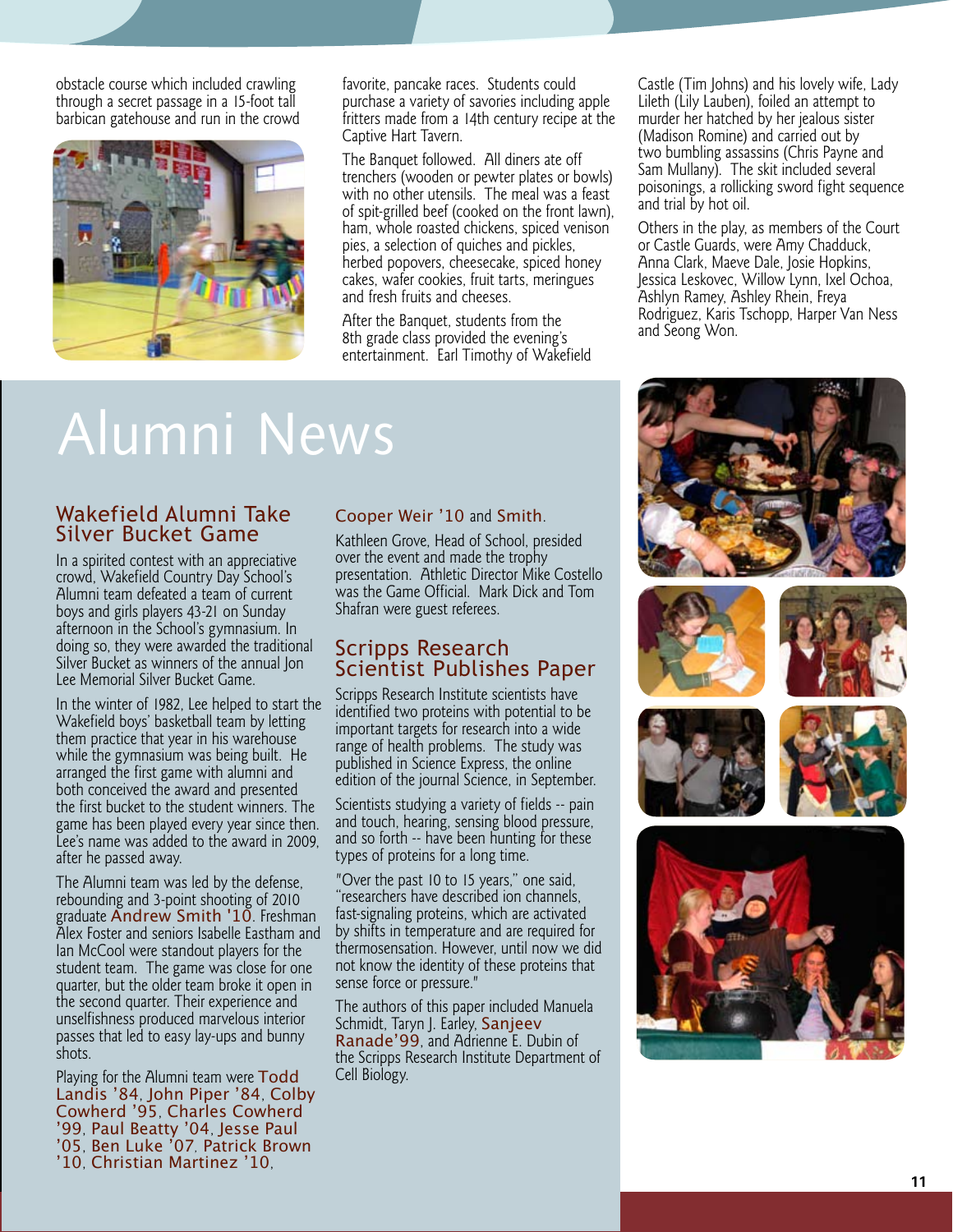obstacle course which included crawling through a secret passage in a 15-foot tall barbican gatehouse and run in the crowd favorite, pancake races. Students could purchase a variety of savories including apple fritters made from a 14th century recipe at the Captive Hart Tavern.

The Banquet followed. All diners ate off trenchers (wooden or pewter plates or bowls) with no other utensils. The meal was a feast of spit-grilled beef (cooked on the front lawn), ham, whole roasted chickens, spiced venison pies, a selection of quiches and pickles, herbed popovers, cheesecake, spiced honey cakes, wafer cookies, fruit tarts, meringues and fresh fruits and cheeses.

After the Banquet, students from the 8th grade class provided the evening's entertainment. Earl Timothy of Wakefield Castle (Tim Johns) and his lovely wife, Lady Lileth (Lily Lauben), foiled an attempt to murder her hatched by her jealous sister (Madison Romine) and carried out by two bumbling assassins (Chris Payne and Sam Mullany). The skit included several poisonings, a rollicking sword fight sequence and trial by hot oil.

Others in the play, as members of the Court or Castle Guards, were Amy Chadduck, Anna Clark, Maeve Dale, Josie Hopkins, Jessica Leskovec, Willow Lynn, Ixel Ochoa, Ashlyn Ramey, Ashley Rhein, Freya Rodriguez, Karis Tschopp, Harper Van Ness and Seong Won.

# Alumni News

## Wakefield Alumni Take Silver Bucket Game

In a spirited contest with an appreciative crowd, Wakefield Country Day School's Alumni team defeated a team of current boys and girls players 43-21 on Sunday afternoon in the School's gymnasium. In doing so, they were awarded the traditional Silver Bucket as winners of the annual Jon Lee Memorial Silver Bucket Game.

In the winter of 1982, Lee helped to start the Wakefield boys' basketball team by letting them practice that year in his warehouse while the gymnasium was being built. He arranged the first game with alumni and both conceived the award and presented the first bucket to the student winners. The game has been played every year since then. Lee's name was added to the award in 2009, after he passed away.

The Alumni team was led by the defense, rebounding and 3-point shooting of 2010 graduate Andrew Smith '10. Freshman Alex Foster and seniors Isabelle Eastham and Ian McCool were standout players for the student team. The game was close for one quarter, but the older team broke it open in the second quarter. Their experience and unselfishness produced marvelous interior passes that led to easy lay-ups and bunny shots.

Playing for the Alumni team were Todd Landis '84, John Piper '84, Colby Cowherd '95, Charles Cowherd '99, Paul Beatty '04, Jesse Paul '05, Ben Luke '07, Patrick Brown '10, Christian Martinez '10, Cooper Weir '10 and Smith.

Kathleen Grove, Head of School, presided over the event and made the trophy presentation. Athletic Director Mike Costello was the Game Official. Mark Dick and Tom Shafran were guest referees.

## Scripps Research Scientist Publishes Paper

Scripps Research Institute scientists have identified two proteins with potential to be important targets for research into a wide range of health problems. The study was published in Science Express, the online edition of the journal Science, in September.

Scientists studying a variety of fields -- pain and touch, hearing, sensing blood pressure, and so forth -- have been hunting for these types of proteins for a long time.

"Over the past 10 to 15 years," one said, "researchers have described ion channels, fast-signaling proteins, which are activated by shifts in temperature and are required for thermosensation. However, until now we did not know the identity of these proteins that sense force or pressure."

The authors of this paper included Manuela Schmidt, Taryn J. Earley, Sanjeev Ranade'99, and Adrienne E. Dubin of the Scripps Research Institute Department of Cell Biology.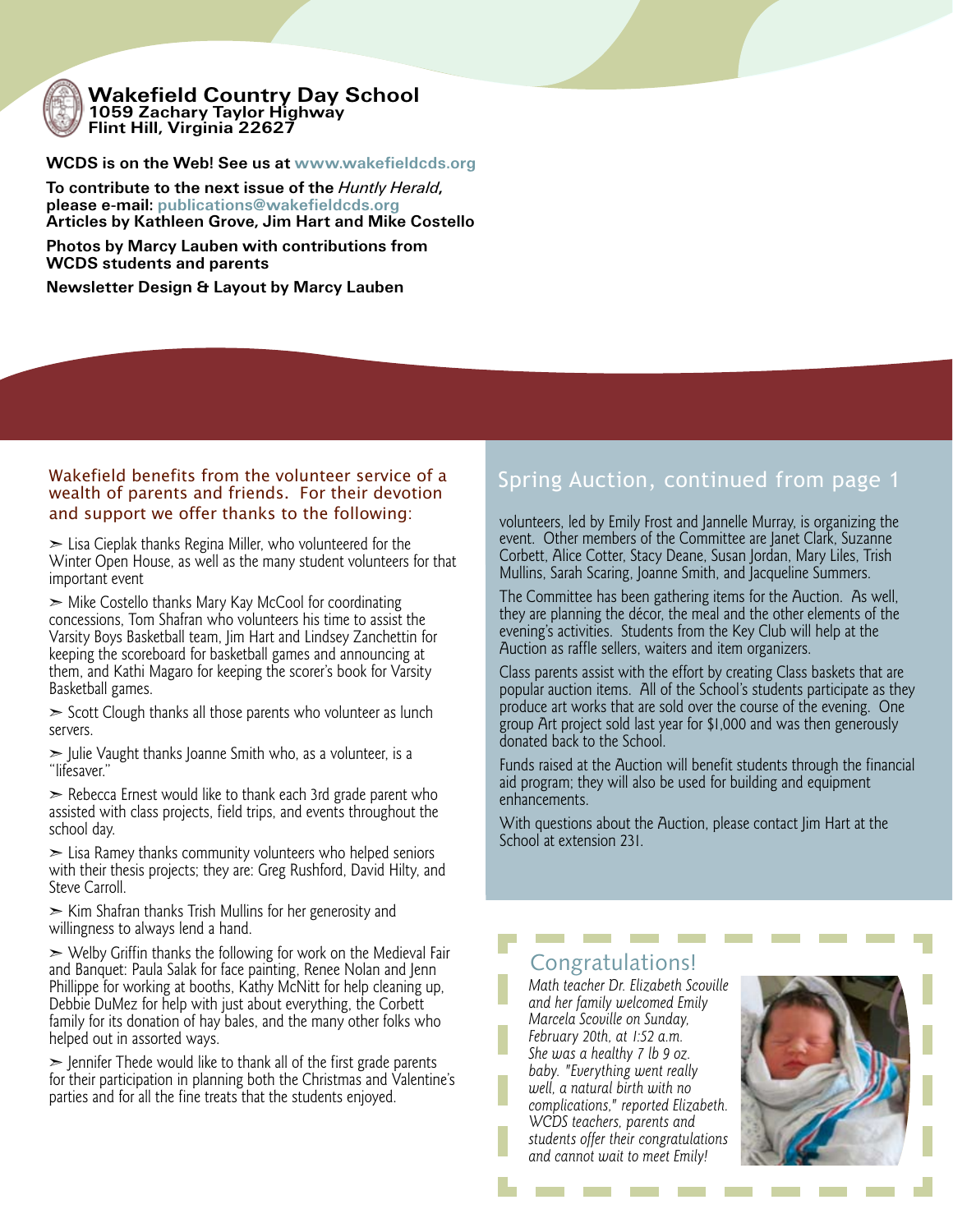**Wakefield Country Day School**
**1059 Zachary Taylor Highway**
**Flint Hill, Virginia 22627**

**WCDS is on the Web! See us at www.wakefieldcds.org**

**To contribute to the next issue of the *Huntly Herald*, please e-mail: publications@wakefieldcds.org**
**Articles by Kathleen Grove, Jim Hart and Mike Costello**

**Photos by Marcy Lauben with contributions from WCDS students and parents**

**Newsletter Design & Layout by Marcy Lauben**

## Wakefield benefits from the volunteer service of a wealth of parents and friends. For their devotion and support we offer thanks to the following:

➢ Lisa Cieplak thanks Regina Miller, who volunteered for the Winter Open House, as well as the many student volunteers for that important event

➢ Mike Costello thanks Mary Kay McCool for coordinating concessions, Tom Shafran who volunteers his time to assist the Varsity Boys Basketball team, Jim Hart and Lindsey Zanchettin for keeping the scoreboard for basketball games and announcing at them, and Kathi Magaro for keeping the scorer's book for Varsity Basketball games.

➢ Scott Clough thanks all those parents who volunteer as lunch servers.

➢ Julie Vaught thanks Joanne Smith who, as a volunteer, is a "lifesaver."

➢ Rebecca Ernest would like to thank each 3rd grade parent who assisted with class projects, field trips, and events throughout the school day.

➢ Lisa Ramey thanks community volunteers who helped seniors with their thesis projects; they are: Greg Rushford, David Hilty, and Steve Carroll.

➢ Kim Shafran thanks Trish Mullins for her generosity and willingness to always lend a hand.

➢ Welby Griffin thanks the following for work on the Medieval Fair and Banquet: Paula Salak for face painting, Renee Nolan and Jenn Phillippe for working at booths, Kathy McNitt for help cleaning up, Debbie DuMez for help with just about everything, the Corbett family for its donation of hay bales, and the many other folks who helped out in assorted ways.

➢ Jennifer Thede would like to thank all of the first grade parents for their participation in planning both the Christmas and Valentine's parties and for all the fine treats that the students enjoyed.

## Spring Auction, continued from page 1

volunteers, led by Emily Frost and Jannelle Murray, is organizing the event. Other members of the Committee are Janet Clark, Suzanne Corbett, Alice Cotter, Stacy Deane, Susan Jordan, Mary Liles, Trish Mullins, Sarah Scaring, Joanne Smith, and Jacqueline Summers.

The Committee has been gathering items for the Auction. As well, they are planning the décor, the meal and the other elements of the evening's activities. Students from the Key Club will help at the Auction as raffle sellers, waiters and item organizers.

Class parents assist with the effort by creating Class baskets that are popular auction items. All of the School's students participate as they produce art works that are sold over the course of the evening. One group Art project sold last year for $1,000 and was then generously donated back to the School.

Funds raised at the Auction will benefit students through the financial aid program; they will also be used for building and equipment enhancements.

With questions about the Auction, please contact Jim Hart at the School at extension 231.

## Congratulations!

*Math teacher Dr. Elizabeth Scoville and her family welcomed Emily Marcela Scoville on Sunday, February 20th, at 1:52 a.m. She was a healthy 7 lb 9 oz. baby. "Everything went really well, a natural birth with no complications," reported Elizabeth. WCDS teachers, parents and students offer their congratulations and cannot wait to meet Emily!*